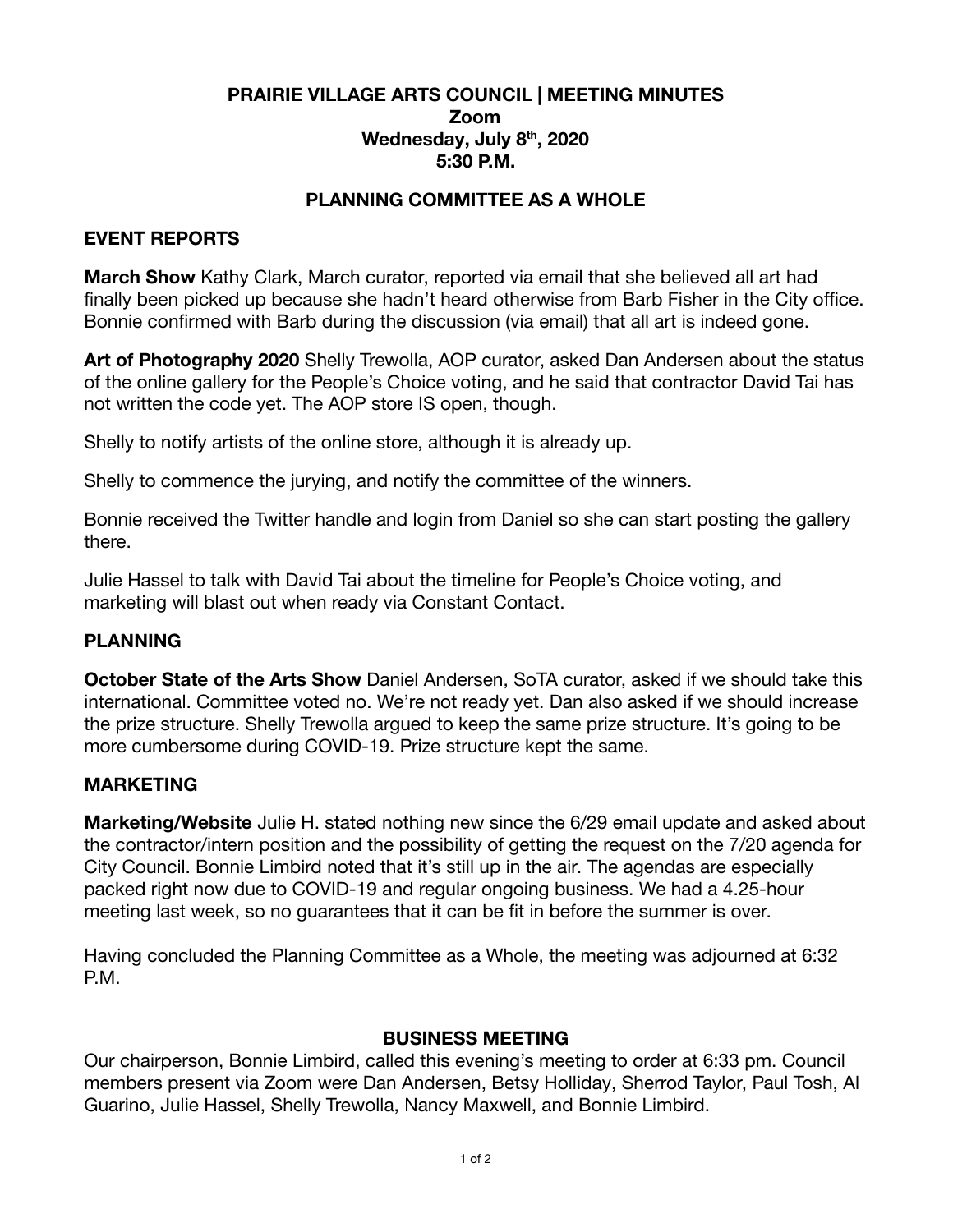# PRAIRIE VILLAGE ARTS COUNCIL | MEETING MINUTES

**Zoom**
**Wednesday, July 8th, 2020**
**5:30 P.M.**

## PLANNING COMMITTEE AS A WHOLE

### EVENT REPORTS

**March Show** Kathy Clark, March curator, reported via email that she believed all art had finally been picked up because she hadn't heard otherwise from Barb Fisher in the City office. Bonnie confirmed with Barb during the discussion (via email) that all art is indeed gone.

**Art of Photography 2020** Shelly Trewolla, AOP curator, asked Dan Andersen about the status of the online gallery for the People's Choice voting, and he said that contractor David Tai has not written the code yet. The AOP store IS open, though.

Shelly to notify artists of the online store, although it is already up.

Shelly to commence the jurying, and notify the committee of the winners.

Bonnie received the Twitter handle and login from Daniel so she can start posting the gallery there.

Julie Hassel to talk with David Tai about the timeline for People's Choice voting, and marketing will blast out when ready via Constant Contact.

### PLANNING

**October State of the Arts Show** Daniel Andersen, SoTA curator, asked if we should take this international. Committee voted no. We're not ready yet. Dan also asked if we should increase the prize structure. Shelly Trewolla argued to keep the same prize structure. It's going to be more cumbersome during COVID-19. Prize structure kept the same.

### MARKETING

**Marketing/Website** Julie H. stated nothing new since the 6/29 email update and asked about the contractor/intern position and the possibility of getting the request on the 7/20 agenda for City Council. Bonnie Limbird noted that it's still up in the air. The agendas are especially packed right now due to COVID-19 and regular ongoing business. We had a 4.25-hour meeting last week, so no guarantees that it can be fit in before the summer is over.

Having concluded the Planning Committee as a Whole, the meeting was adjourned at 6:32 P.M.

## BUSINESS MEETING

Our chairperson, Bonnie Limbird, called this evening's meeting to order at 6:33 pm. Council members present via Zoom were Dan Andersen, Betsy Holliday, Sherrod Taylor, Paul Tosh, Al Guarino, Julie Hassel, Shelly Trewolla, Nancy Maxwell, and Bonnie Limbird.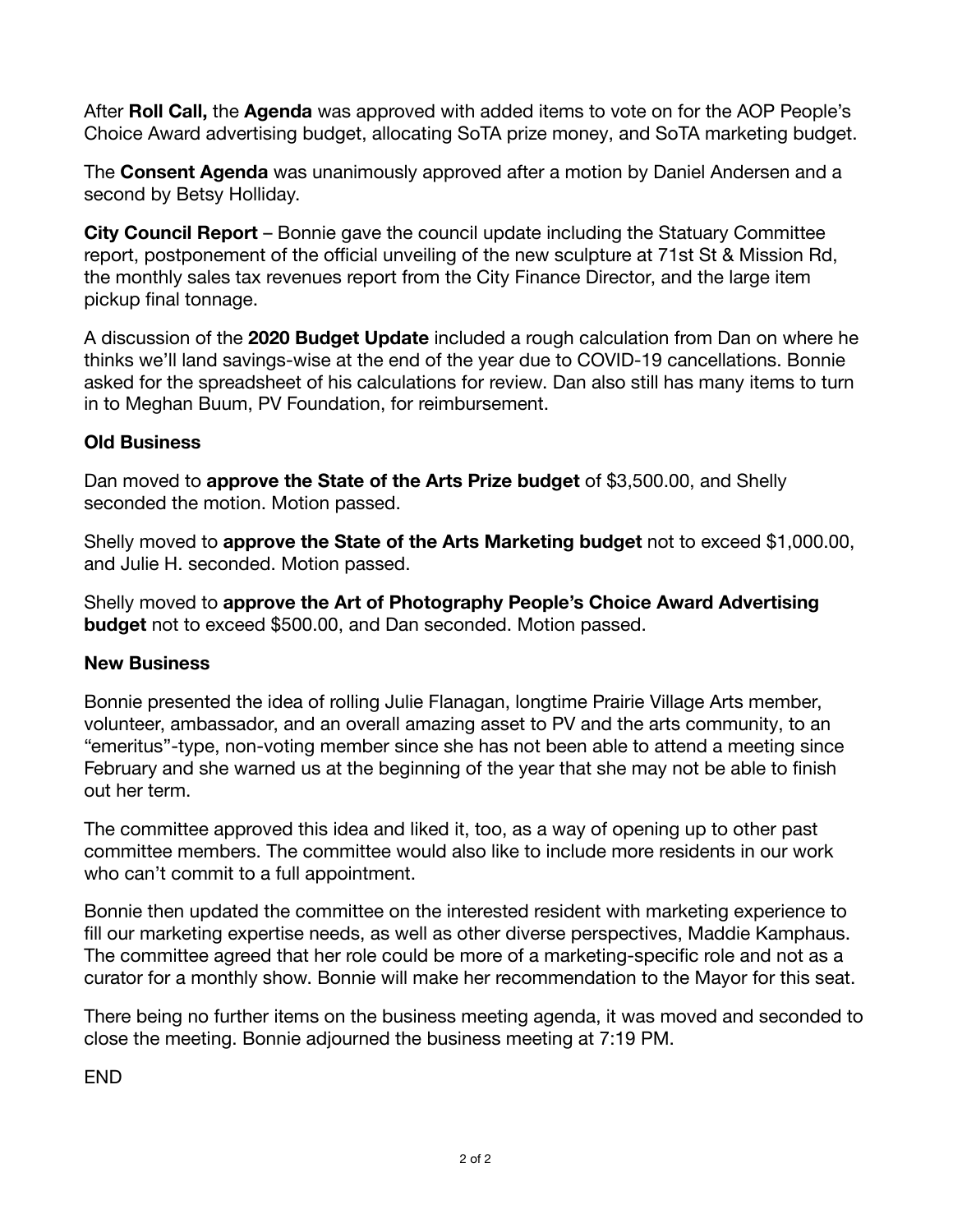After **Roll Call,** the **Agenda** was approved with added items to vote on for the AOP People's Choice Award advertising budget, allocating SoTA prize money, and SoTA marketing budget.

The **Consent Agenda** was unanimously approved after a motion by Daniel Andersen and a second by Betsy Holliday.

**City Council Report** – Bonnie gave the council update including the Statuary Committee report, postponement of the official unveiling of the new sculpture at 71st St & Mission Rd, the monthly sales tax revenues report from the City Finance Director, and the large item pickup final tonnage.

A discussion of the **2020 Budget Update** included a rough calculation from Dan on where he thinks we'll land savings-wise at the end of the year due to COVID-19 cancellations. Bonnie asked for the spreadsheet of his calculations for review. Dan also still has many items to turn in to Meghan Buum, PV Foundation, for reimbursement.

**Old Business**

Dan moved to **approve the State of the Arts Prize budget** of $3,500.00, and Shelly seconded the motion. Motion passed.

Shelly moved to **approve the State of the Arts Marketing budget** not to exceed $1,000.00, and Julie H. seconded. Motion passed.

Shelly moved to **approve the Art of Photography People's Choice Award Advertising budget** not to exceed $500.00, and Dan seconded. Motion passed.

**New Business**

Bonnie presented the idea of rolling Julie Flanagan, longtime Prairie Village Arts member, volunteer, ambassador, and an overall amazing asset to PV and the arts community, to an "emeritus"-type, non-voting member since she has not been able to attend a meeting since February and she warned us at the beginning of the year that she may not be able to finish out her term.

The committee approved this idea and liked it, too, as a way of opening up to other past committee members. The committee would also like to include more residents in our work who can't commit to a full appointment.

Bonnie then updated the committee on the interested resident with marketing experience to fill our marketing expertise needs, as well as other diverse perspectives, Maddie Kamphaus. The committee agreed that her role could be more of a marketing-specific role and not as a curator for a monthly show. Bonnie will make her recommendation to the Mayor for this seat.

There being no further items on the business meeting agenda, it was moved and seconded to close the meeting. Bonnie adjourned the business meeting at 7:19 PM.

END